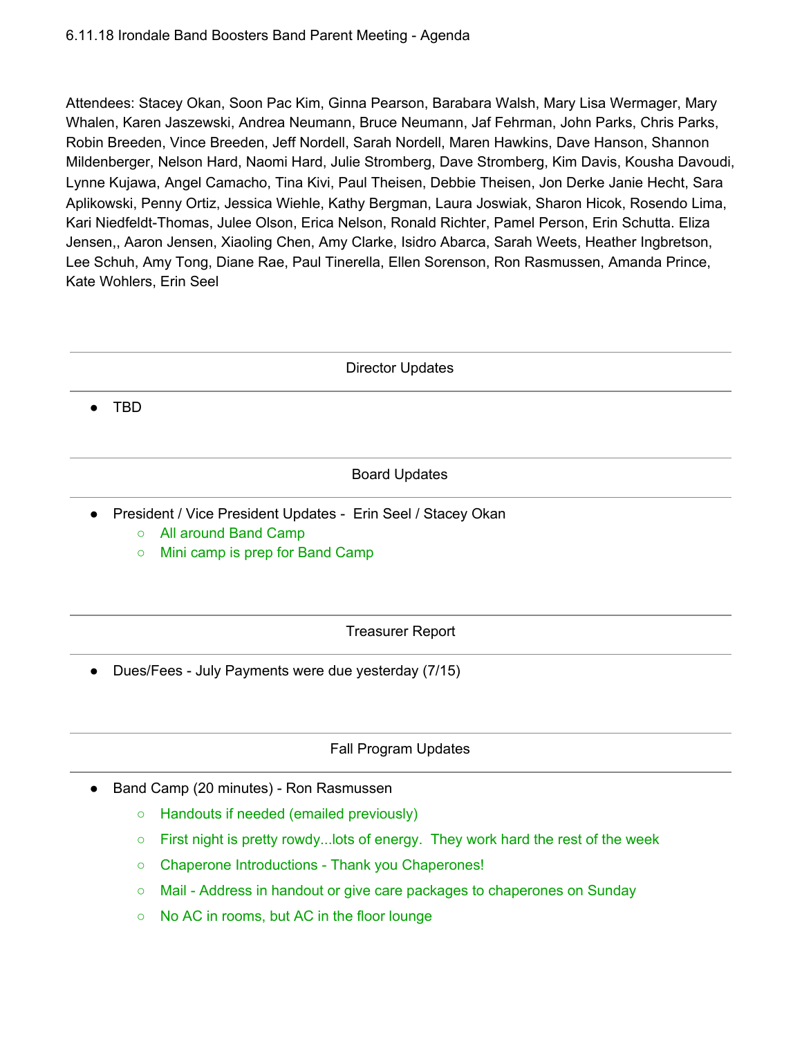6.11.18 Irondale Band Boosters Band Parent Meeting - Agenda

Attendees: Stacey Okan, Soon Pac Kim, Ginna Pearson, Barabara Walsh, Mary Lisa Wermager, Mary Whalen, Karen Jaszewski, Andrea Neumann, Bruce Neumann, Jaf Fehrman, John Parks, Chris Parks, Robin Breeden, Vince Breeden, Jeff Nordell, Sarah Nordell, Maren Hawkins, Dave Hanson, Shannon Mildenberger, Nelson Hard, Naomi Hard, Julie Stromberg, Dave Stromberg, Kim Davis, Kousha Davoudi, Lynne Kujawa, Angel Camacho, Tina Kivi, Paul Theisen, Debbie Theisen, Jon Derke Janie Hecht, Sara Aplikowski, Penny Ortiz, Jessica Wiehle, Kathy Bergman, Laura Joswiak, Sharon Hicok, Rosendo Lima, Kari Niedfeldt-Thomas, Julee Olson, Erica Nelson, Ronald Richter, Pamel Person, Erin Schutta. Eliza Jensen,, Aaron Jensen, Xiaoling Chen, Amy Clarke, Isidro Abarca, Sarah Weets, Heather Ingbretson, Lee Schuh, Amy Tong, Diane Rae, Paul Tinerella, Ellen Sorenson, Ron Rasmussen, Amanda Prince, Kate Wohlers, Erin Seel

## Director Updates

- TBD

## Board Updates

- President / Vice President Updates - Erin Seel / Stacey Okan
  - All around Band Camp
  - Mini camp is prep for Band Camp

## Treasurer Report

- Dues/Fees - July Payments were due yesterday (7/15)

## Fall Program Updates

- Band Camp (20 minutes) - Ron Rasmussen
  - Handouts if needed (emailed previously)
  - First night is pretty rowdy...lots of energy. They work hard the rest of the week
  - Chaperone Introductions - Thank you Chaperones!
  - Mail - Address in handout or give care packages to chaperones on Sunday
  - No AC in rooms, but AC in the floor lounge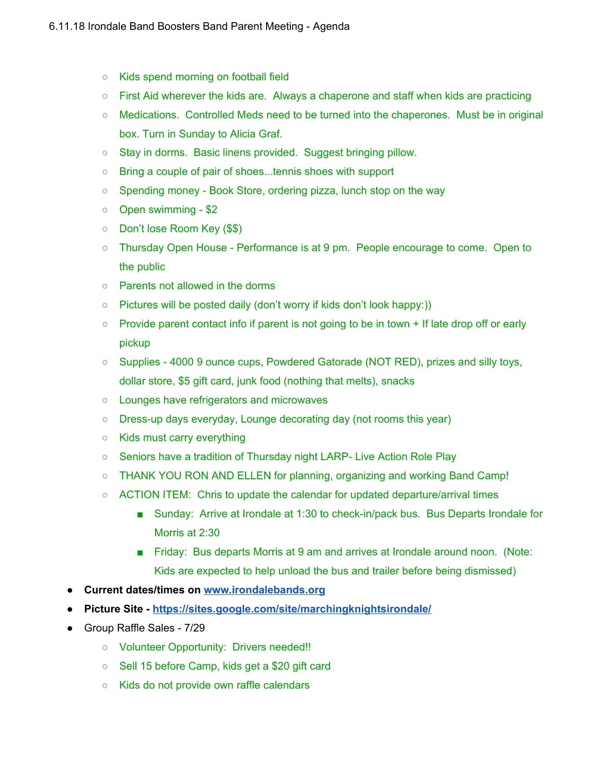- Kids spend morning on football field
  - First Aid wherever the kids are. Always a chaperone and staff when kids are practicing
  - Medications. Controlled Meds need to be turned into the chaperones. Must be in original box. Turn in Sunday to Alicia Graf.
  - Stay in dorms. Basic linens provided. Suggest bringing pillow.
  - Bring a couple of pair of shoes...tennis shoes with support
  - Spending money - Book Store, ordering pizza, lunch stop on the way
  - Open swimming - $2
  - Don't lose Room Key ($$)
  - Thursday Open House - Performance is at 9 pm. People encourage to come. Open to the public
  - Parents not allowed in the dorms
  - Pictures will be posted daily (don't worry if kids don't look happy:))
  - Provide parent contact info if parent is not going to be in town + If late drop off or early pickup
  - Supplies - 4000 9 ounce cups, Powdered Gatorade (NOT RED), prizes and silly toys, dollar store, $5 gift card, junk food (nothing that melts), snacks
  - Lounges have refrigerators and microwaves
  - Dress-up days everyday, Lounge decorating day (not rooms this year)
  - Kids must carry everything
  - Seniors have a tradition of Thursday night LARP- Live Action Role Play
  - THANK YOU RON AND ELLEN for planning, organizing and working Band Camp!
  - ACTION ITEM: Chris to update the calendar for updated departure/arrival times
    - Sunday: Arrive at Irondale at 1:30 to check-in/pack bus. Bus Departs Irondale for Morris at 2:30
    - Friday: Bus departs Morris at 9 am and arrives at Irondale around noon. (Note: Kids are expected to help unload the bus and trailer before being dismissed)
- **Current dates/times on [www.irondalebands.org](www.irondalebands.org)**
- **Picture Site - [https://sites.google.com/site/marchingknightsirondale/](https://sites.google.com/site/marchingknightsirondale/)**
- Group Raffle Sales - 7/29
  - Volunteer Opportunity: Drivers needed!!
  - Sell 15 before Camp, kids get a $20 gift card
  - Kids do not provide own raffle calendars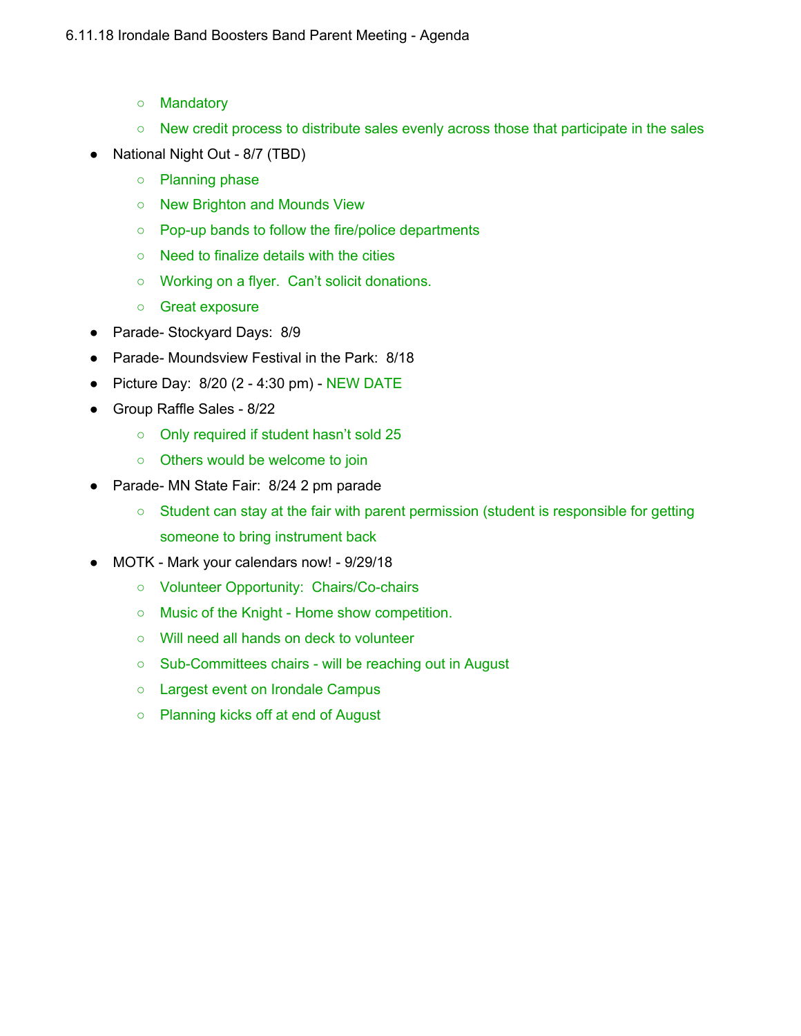- Mandatory
  - New credit process to distribute sales evenly across those that participate in the sales
- National Night Out - 8/7 (TBD)
  - Planning phase
  - New Brighton and Mounds View
  - Pop-up bands to follow the fire/police departments
  - Need to finalize details with the cities
  - Working on a flyer.  Can't solicit donations.
  - Great exposure
- Parade- Stockyard Days:  8/9
- Parade- Moundsview Festival in the Park:  8/18
- Picture Day:  8/20 (2 - 4:30 pm) - NEW DATE
- Group Raffle Sales - 8/22
  - Only required if student hasn't sold 25
  - Others would be welcome to join
- Parade- MN State Fair:  8/24 2 pm parade
  - Student can stay at the fair with parent permission (student is responsible for getting someone to bring instrument back
- MOTK - Mark your calendars now! - 9/29/18
  - Volunteer Opportunity:  Chairs/Co-chairs
  - Music of the Knight - Home show competition.
  - Will need all hands on deck to volunteer
  - Sub-Committees chairs - will be reaching out in August
  - Largest event on Irondale Campus
  - Planning kicks off at end of August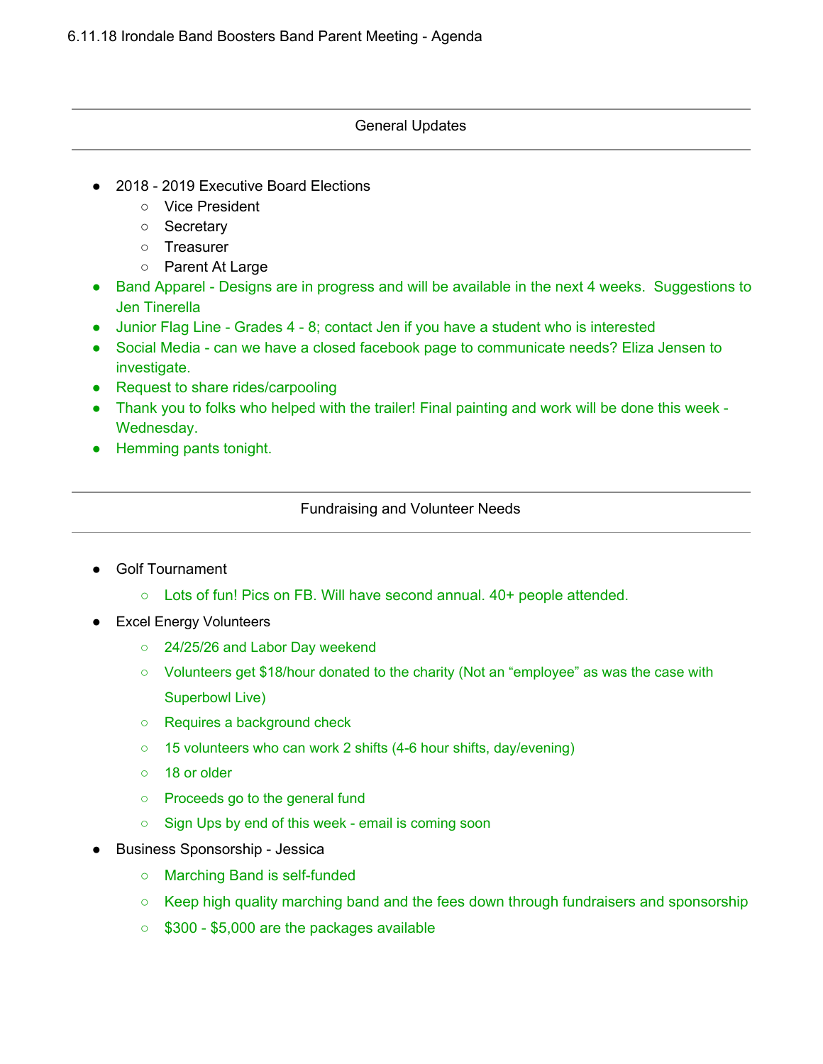6.11.18 Irondale Band Boosters Band Parent Meeting - Agenda

---

## General Updates

---

- 2018 - 2019 Executive Board Elections
  - Vice President
  - Secretary
  - Treasurer
  - Parent At Large
- Band Apparel - Designs are in progress and will be available in the next 4 weeks. Suggestions to Jen Tinerella
- Junior Flag Line - Grades 4 - 8; contact Jen if you have a student who is interested
- Social Media - can we have a closed facebook page to communicate needs? Eliza Jensen to investigate.
- Request to share rides/carpooling
- Thank you to folks who helped with the trailer! Final painting and work will be done this week - Wednesday.
- Hemming pants tonight.

---

## Fundraising and Volunteer Needs

---

- Golf Tournament
  - Lots of fun! Pics on FB. Will have second annual. 40+ people attended.
- Excel Energy Volunteers
  - 24/25/26 and Labor Day weekend
  - Volunteers get $18/hour donated to the charity (Not an "employee" as was the case with Superbowl Live)
  - Requires a background check
  - 15 volunteers who can work 2 shifts (4-6 hour shifts, day/evening)
  - 18 or older
  - Proceeds go to the general fund
  - Sign Ups by end of this week - email is coming soon
- Business Sponsorship - Jessica
  - Marching Band is self-funded
  - Keep high quality marching band and the fees down through fundraisers and sponsorship
  - $300 - $5,000 are the packages available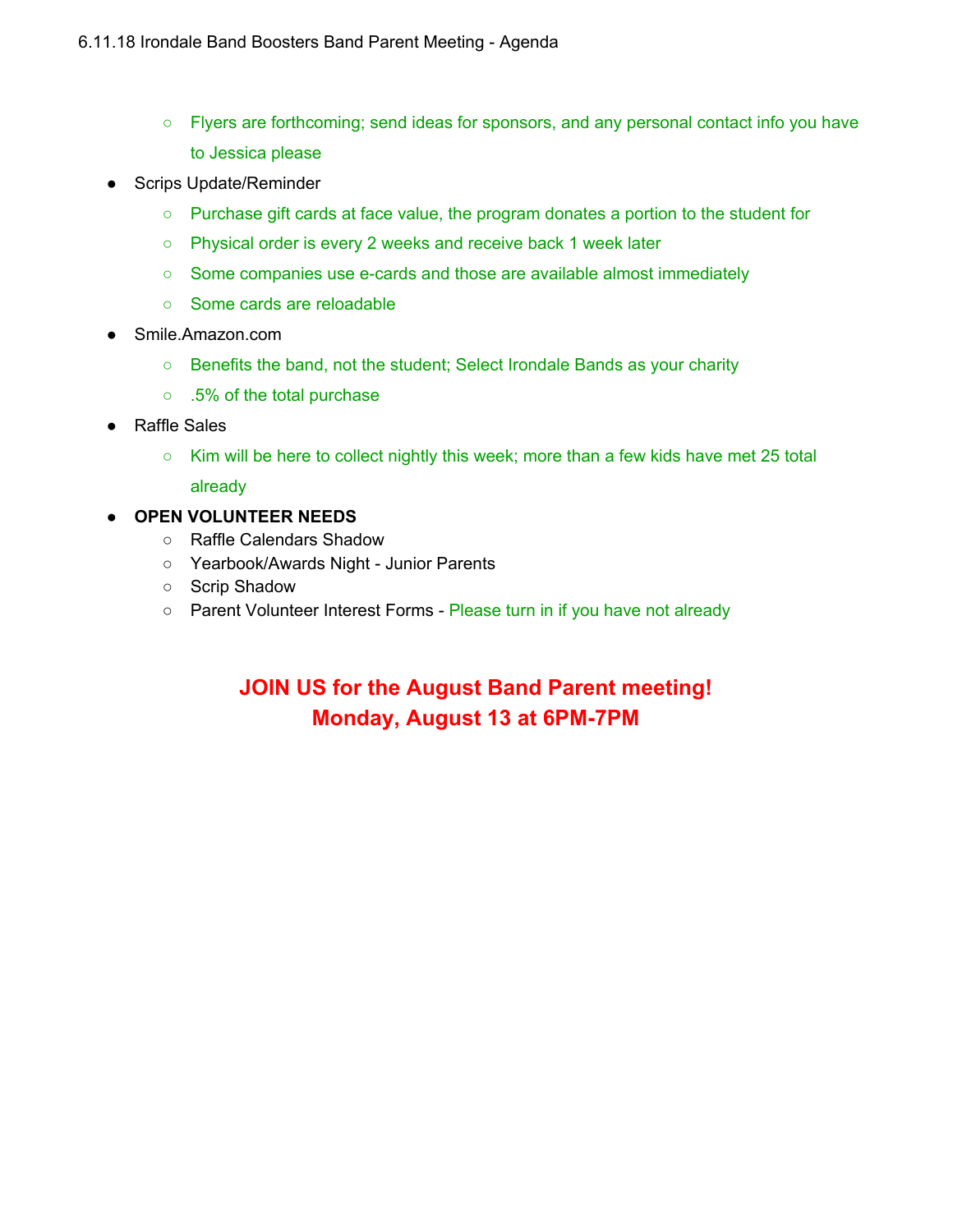- Flyers are forthcoming; send ideas for sponsors, and any personal contact info you have to Jessica please
- Scrips Update/Reminder
    - Purchase gift cards at face value, the program donates a portion to the student for
    - Physical order is every 2 weeks and receive back 1 week later
    - Some companies use e-cards and those are available almost immediately
    - Some cards are reloadable
- Smile.Amazon.com
    - Benefits the band, not the student; Select Irondale Bands as your charity
    - .5% of the total purchase
- Raffle Sales
    - Kim will be here to collect nightly this week; more than a few kids have met 25 total already
- **OPEN VOLUNTEER NEEDS**
    - Raffle Calendars Shadow
    - Yearbook/Awards Night - Junior Parents
    - Scrip Shadow
    - Parent Volunteer Interest Forms - Please turn in if you have not already

**JOIN US for the August Band Parent meeting!**
**Monday, August 13 at 6PM-7PM**